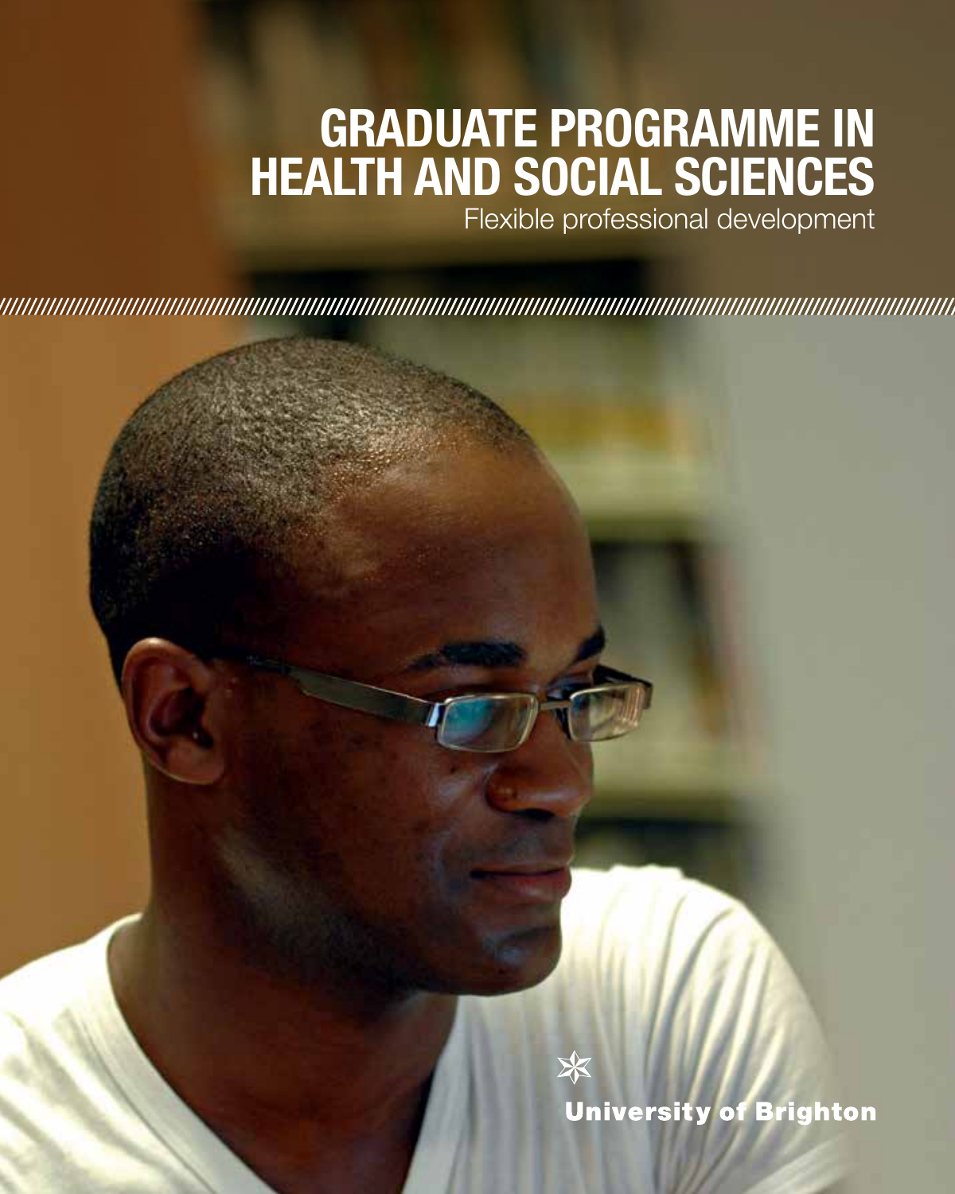# GRADUATE PROGRAMME IN HEALTH AND SOCIAL SCIENCES

Flexible professional development

University of Brighton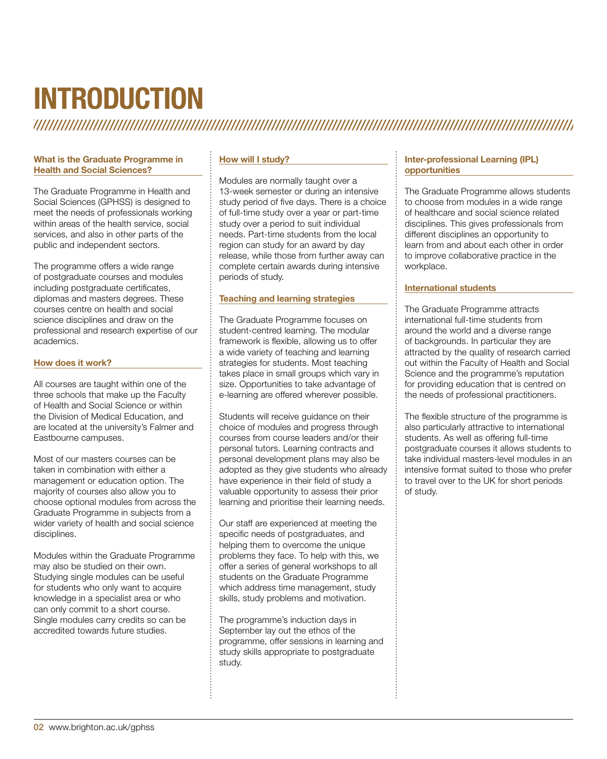# INTRODUCTION

### What is the Graduate Programme in Health and Social Sciences?

The Graduate Programme in Health and Social Sciences (GPHSS) is designed to meet the needs of professionals working within areas of the health service, social services, and also in other parts of the public and independent sectors.

The programme offers a wide range of postgraduate courses and modules including postgraduate certificates, diplomas and masters degrees. These courses centre on health and social science disciplines and draw on the professional and research expertise of our academics.

### How does it work?

All courses are taught within one of the three schools that make up the Faculty of Health and Social Science or within the Division of Medical Education, and are located at the university's Falmer and Eastbourne campuses.

Most of our masters courses can be taken in combination with either a management or education option. The majority of courses also allow you to choose optional modules from across the Graduate Programme in subjects from a wider variety of health and social science disciplines.

Modules within the Graduate Programme may also be studied on their own. Studying single modules can be useful for students who only want to acquire knowledge in a specialist area or who can only commit to a short course. Single modules carry credits so can be accredited towards future studies.

### How will I study?

Modules are normally taught over a 13-week semester or during an intensive study period of five days. There is a choice of full-time study over a year or part-time study over a period to suit individual needs. Part-time students from the local region can study for an award by day release, while those from further away can complete certain awards during intensive periods of study.

### Teaching and learning strategies

The Graduate Programme focuses on student-centred learning. The modular framework is flexible, allowing us to offer a wide variety of teaching and learning strategies for students. Most teaching takes place in small groups which vary in size. Opportunities to take advantage of e-learning are offered wherever possible.

Students will receive guidance on their choice of modules and progress through courses from course leaders and/or their personal tutors. Learning contracts and personal development plans may also be adopted as they give students who already have experience in their field of study a valuable opportunity to assess their prior learning and prioritise their learning needs.

Our staff are experienced at meeting the specific needs of postgraduates, and helping them to overcome the unique problems they face. To help with this, we offer a series of general workshops to all students on the Graduate Programme which address time management, study skills, study problems and motivation.

The programme's induction days in September lay out the ethos of the programme, offer sessions in learning and study skills appropriate to postgraduate study.

### Inter-professional Learning (IPL) opportunities

The Graduate Programme allows students to choose from modules in a wide range of healthcare and social science related disciplines. This gives professionals from different disciplines an opportunity to learn from and about each other in order to improve collaborative practice in the workplace.

### International students

The Graduate Programme attracts international full-time students from around the world and a diverse range of backgrounds. In particular they are attracted by the quality of research carried out within the Faculty of Health and Social Science and the programme's reputation for providing education that is centred on the needs of professional practitioners.

The flexible structure of the programme is also particularly attractive to international students. As well as offering full-time postgraduate courses it allows students to take individual masters-level modules in an intensive format suited to those who prefer to travel over to the UK for short periods of study.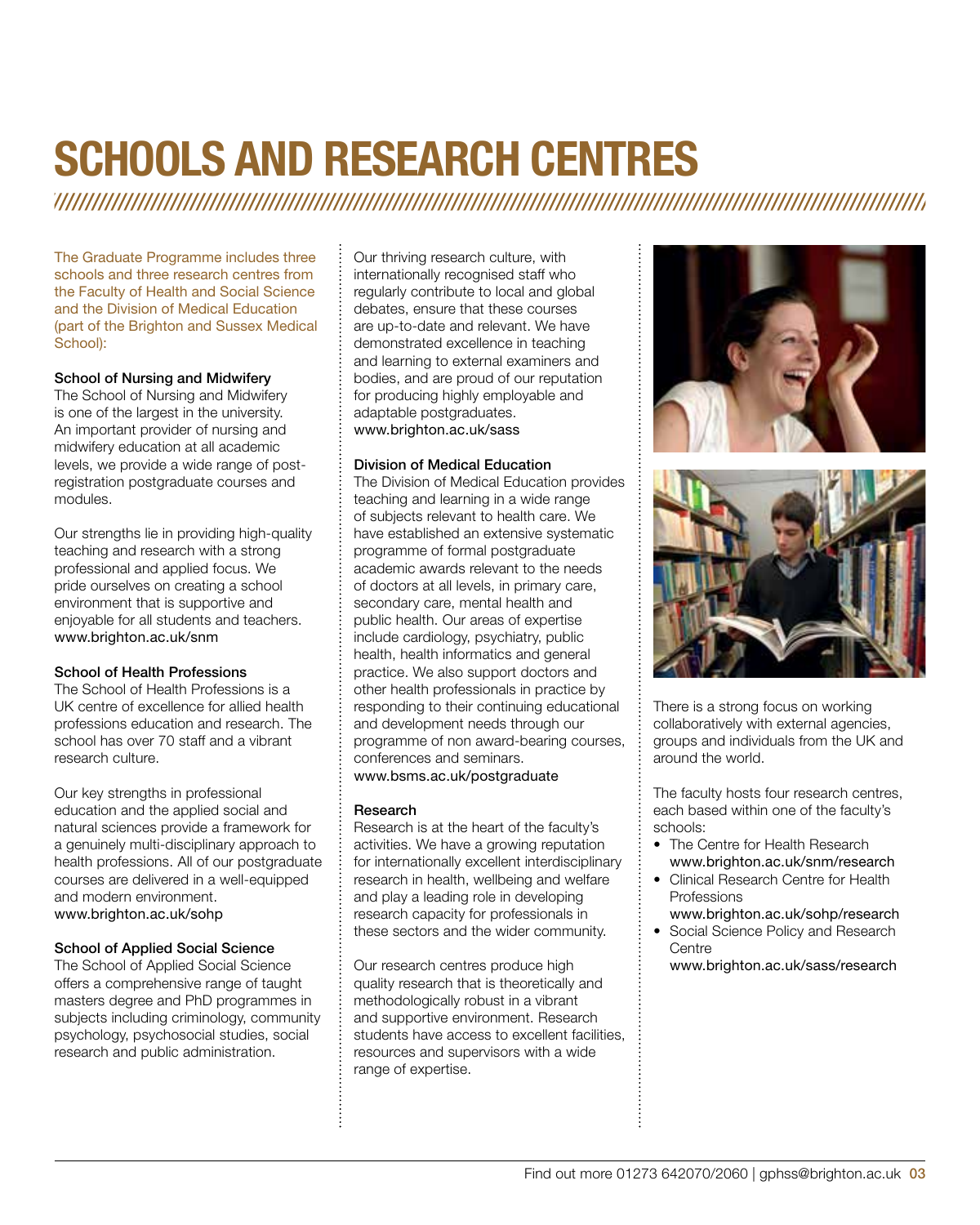# SCHOOLS AND RESEARCH CENTRES

The Graduate Programme includes three schools and three research centres from the Faculty of Health and Social Science and the Division of Medical Education (part of the Brighton and Sussex Medical School):

**School of Nursing and Midwifery**
The School of Nursing and Midwifery is one of the largest in the university. An important provider of nursing and midwifery education at all academic levels, we provide a wide range of post-registration postgraduate courses and modules.

Our strengths lie in providing high-quality teaching and research with a strong professional and applied focus. We pride ourselves on creating a school environment that is supportive and enjoyable for all students and teachers.
www.brighton.ac.uk/snm

**School of Health Professions**
The School of Health Professions is a UK centre of excellence for allied health professions education and research. The school has over 70 staff and a vibrant research culture.

Our key strengths in professional education and the applied social and natural sciences provide a framework for a genuinely multi-disciplinary approach to health professions. All of our postgraduate courses are delivered in a well-equipped and modern environment.
www.brighton.ac.uk/sohp

**School of Applied Social Science**
The School of Applied Social Science offers a comprehensive range of taught masters degree and PhD programmes in subjects including criminology, community psychology, psychosocial studies, social research and public administration.

Our thriving research culture, with internationally recognised staff who regularly contribute to local and global debates, ensure that these courses are up-to-date and relevant. We have demonstrated excellence in teaching and learning to external examiners and bodies, and are proud of our reputation for producing highly employable and adaptable postgraduates.
www.brighton.ac.uk/sass

**Division of Medical Education**
The Division of Medical Education provides teaching and learning in a wide range of subjects relevant to health care. We have established an extensive systematic programme of formal postgraduate academic awards relevant to the needs of doctors at all levels, in primary care, secondary care, mental health and public health. Our areas of expertise include cardiology, psychiatry, public health, health informatics and general practice. We also support doctors and other health professionals in practice by responding to their continuing educational and development needs through our programme of non award-bearing courses, conferences and seminars.
www.bsms.ac.uk/postgraduate

**Research**
Research is at the heart of the faculty's activities. We have a growing reputation for internationally excellent interdisciplinary research in health, wellbeing and welfare and play a leading role in developing research capacity for professionals in these sectors and the wider community.

Our research centres produce high quality research that is theoretically and methodologically robust in a vibrant and supportive environment. Research students have access to excellent facilities, resources and supervisors with a wide range of expertise.

There is a strong focus on working collaboratively with external agencies, groups and individuals from the UK and around the world.

The faculty hosts four research centres, each based within one of the faculty's schools:

- The Centre for Health Research
  www.brighton.ac.uk/snm/research
- Clinical Research Centre for Health Professions
  www.brighton.ac.uk/sohp/research
- Social Science Policy and Research Centre
  www.brighton.ac.uk/sass/research

Find out more 01273 642070/2060 | gphss@brighton.ac.uk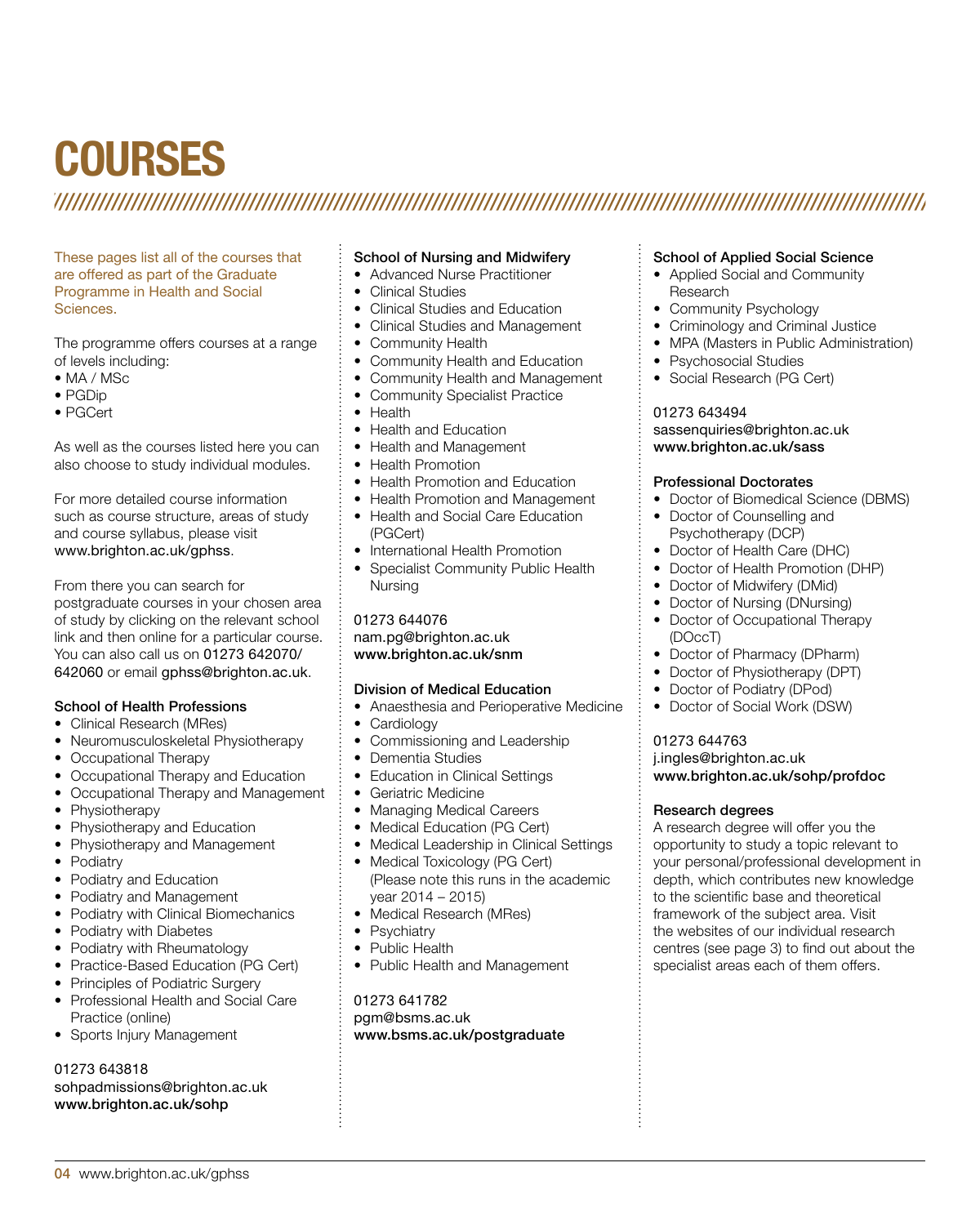# COURSES

These pages list all of the courses that are offered as part of the Graduate Programme in Health and Social Sciences.

The programme offers courses at a range of levels including:

- MA / MSc
- PGDip
- PGCert

As well as the courses listed here you can also choose to study individual modules.

For more detailed course information such as course structure, areas of study and course syllabus, please visit www.brighton.ac.uk/gphss.

From there you can search for postgraduate courses in your chosen area of study by clicking on the relevant school link and then online for a particular course. You can also call us on 01273 642070/ 642060 or email gphss@brighton.ac.uk.

### School of Health Professions

- Clinical Research (MRes)
- Neuromusculoskeletal Physiotherapy
- Occupational Therapy
- Occupational Therapy and Education
- Occupational Therapy and Management
- Physiotherapy
- Physiotherapy and Education
- Physiotherapy and Management
- Podiatry
- Podiatry and Education
- Podiatry and Management
- Podiatry with Clinical Biomechanics
- Podiatry with Diabetes
- Podiatry with Rheumatology
- Practice-Based Education (PG Cert)
- Principles of Podiatric Surgery
- Professional Health and Social Care Practice (online)
- Sports Injury Management

01273 643818
sohpadmissions@brighton.ac.uk
**www.brighton.ac.uk/sohp**

### School of Nursing and Midwifery

- Advanced Nurse Practitioner
- Clinical Studies
- Clinical Studies and Education
- Clinical Studies and Management
- Community Health
- Community Health and Education
- Community Health and Management
- Community Specialist Practice
- Health
- Health and Education
- Health and Management
- Health Promotion
- Health Promotion and Education
- Health Promotion and Management
- Health and Social Care Education (PGCert)
- International Health Promotion
- Specialist Community Public Health Nursing

01273 644076
nam.pg@brighton.ac.uk
**www.brighton.ac.uk/snm**

### Division of Medical Education

- Anaesthesia and Perioperative Medicine
- Cardiology
- Commissioning and Leadership
- Dementia Studies
- Education in Clinical Settings
- Geriatric Medicine
- Managing Medical Careers
- Medical Education (PG Cert)
- Medical Leadership in Clinical Settings
- Medical Toxicology (PG Cert) (Please note this runs in the academic year 2014 – 2015)
- Medical Research (MRes)
- Psychiatry
- Public Health
- Public Health and Management

01273 641782
pgm@bsms.ac.uk
**www.bsms.ac.uk/postgraduate**

### School of Applied Social Science

- Applied Social and Community Research
- Community Psychology
- Criminology and Criminal Justice
- MPA (Masters in Public Administration)
- Psychosocial Studies
- Social Research (PG Cert)

01273 643494
sassenquiries@brighton.ac.uk
**www.brighton.ac.uk/sass**

### Professional Doctorates

- Doctor of Biomedical Science (DBMS)
- Doctor of Counselling and Psychotherapy (DCP)
- Doctor of Health Care (DHC)
- Doctor of Health Promotion (DHP)
- Doctor of Midwifery (DMid)
- Doctor of Nursing (DNursing)
- Doctor of Occupational Therapy (DOccT)
- Doctor of Pharmacy (DPharm)
- Doctor of Physiotherapy (DPT)
- Doctor of Podiatry (DPod)
- Doctor of Social Work (DSW)

01273 644763
j.ingles@brighton.ac.uk
**www.brighton.ac.uk/sohp/profdoc**

### Research degrees

A research degree will offer you the opportunity to study a topic relevant to your personal/professional development in depth, which contributes new knowledge to the scientific base and theoretical framework of the subject area. Visit the websites of our individual research centres (see page 3) to find out about the specialist areas each of them offers.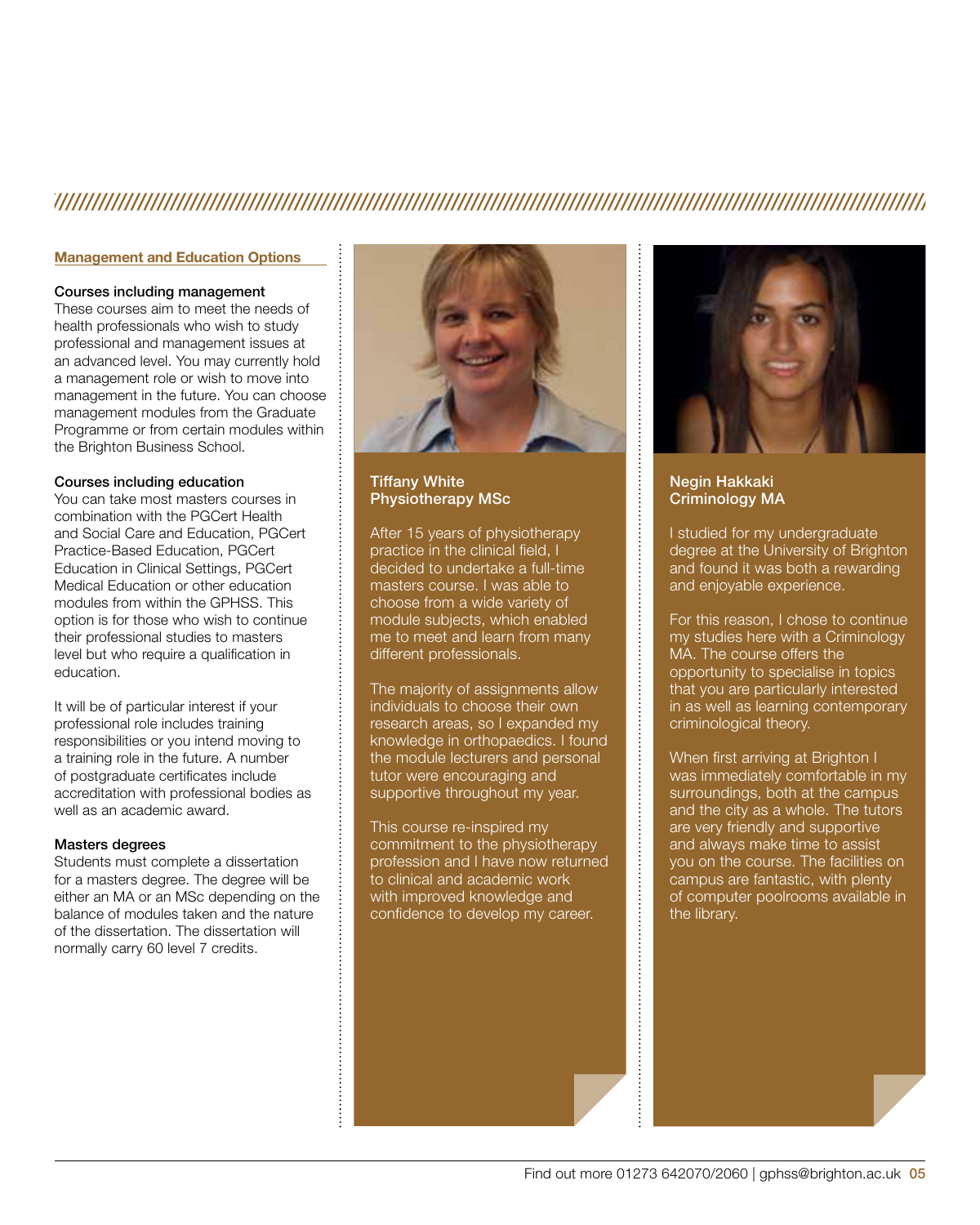## Management and Education Options

### Courses including management

These courses aim to meet the needs of health professionals who wish to study professional and management issues at an advanced level. You may currently hold a management role or wish to move into management in the future. You can choose management modules from the Graduate Programme or from certain modules within the Brighton Business School.

### Courses including education

You can take most masters courses in combination with the PGCert Health and Social Care and Education, PGCert Practice-Based Education, PGCert Education in Clinical Settings, PGCert Medical Education or other education modules from within the GPHSS. This option is for those who wish to continue their professional studies to masters level but who require a qualification in education.

It will be of particular interest if your professional role includes training responsibilities or you intend moving to a training role in the future. A number of postgraduate certificates include accreditation with professional bodies as well as an academic award.

### Masters degrees

Students must complete a dissertation for a masters degree. The degree will be either an MA or an MSc depending on the balance of modules taken and the nature of the dissertation. The dissertation will normally carry 60 level 7 credits.

**Tiffany White**
**Physiotherapy MSc**

After 15 years of physiotherapy practice in the clinical field, I decided to undertake a full-time masters course. I was able to choose from a wide variety of module subjects, which enabled me to meet and learn from many different professionals.

The majority of assignments allow individuals to choose their own research areas, so I expanded my knowledge in orthopaedics. I found the module lecturers and personal tutor were encouraging and supportive throughout my year.

This course re-inspired my commitment to the physiotherapy profession and I have now returned to clinical and academic work with improved knowledge and confidence to develop my career.

**Negin Hakkaki**
**Criminology MA**

I studied for my undergraduate degree at the University of Brighton and found it was both a rewarding and enjoyable experience.

For this reason, I chose to continue my studies here with a Criminology MA. The course offers the opportunity to specialise in topics that you are particularly interested in as well as learning contemporary criminological theory.

When first arriving at Brighton I was immediately comfortable in my surroundings, both at the campus and the city as a whole. The tutors are very friendly and supportive and always make time to assist you on the course. The facilities on campus are fantastic, with plenty of computer poolrooms available in the library.

Find out more 01273 642070/2060 | gphss@brighton.ac.uk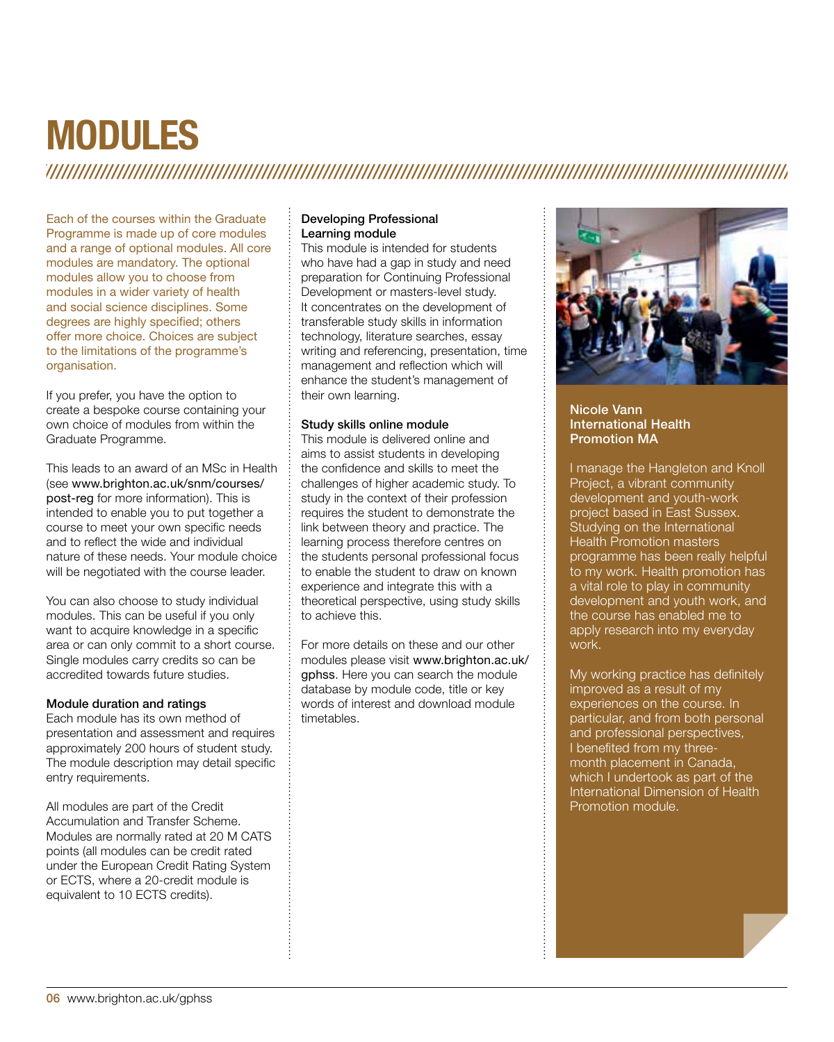# MODULES

Each of the courses within the Graduate Programme is made up of core modules and a range of optional modules. All core modules are mandatory. The optional modules allow you to choose from modules in a wider variety of health and social science disciplines. Some degrees are highly specified; others offer more choice. Choices are subject to the limitations of the programme's organisation.

If you prefer, you have the option to create a bespoke course containing your own choice of modules from within the Graduate Programme.

This leads to an award of an MSc in Health (see www.brighton.ac.uk/snm/courses/post-reg for more information). This is intended to enable you to put together a course to meet your own specific needs and to reflect the wide and individual nature of these needs. Your module choice will be negotiated with the course leader.

You can also choose to study individual modules. This can be useful if you only want to acquire knowledge in a specific area or can only commit to a short course. Single modules carry credits so can be accredited towards future studies.

**Module duration and ratings**

Each module has its own method of presentation and assessment and requires approximately 200 hours of student study. The module description may detail specific entry requirements.

All modules are part of the Credit Accumulation and Transfer Scheme. Modules are normally rated at 20 M CATS points (all modules can be credit rated under the European Credit Rating System or ECTS, where a 20-credit module is equivalent to 10 ECTS credits).

**Developing Professional Learning module**

This module is intended for students who have had a gap in study and need preparation for Continuing Professional Development or masters-level study. It concentrates on the development of transferable study skills in information technology, literature searches, essay writing and referencing, presentation, time management and reflection which will enhance the student's management of their own learning.

**Study skills online module**

This module is delivered online and aims to assist students in developing the confidence and skills to meet the challenges of higher academic study. To study in the context of their profession requires the student to demonstrate the link between theory and practice. The learning process therefore centres on the students personal professional focus to enable the student to draw on known experience and integrate this with a theoretical perspective, using study skills to achieve this.

For more details on these and our other modules please visit www.brighton.ac.uk/gphss. Here you can search the module database by module code, title or key words of interest and download module timetables.

**Nicole Vann**
**International Health Promotion MA**

I manage the Hangleton and Knoll Project, a vibrant community development and youth-work project based in East Sussex. Studying on the International Health Promotion masters programme has been really helpful to my work. Health promotion has a vital role to play in community development and youth work, and the course has enabled me to apply research into my everyday work.

My working practice has definitely improved as a result of my experiences on the course. In particular, and from both personal and professional perspectives, I benefited from my three-month placement in Canada, which I undertook as part of the International Dimension of Health Promotion module.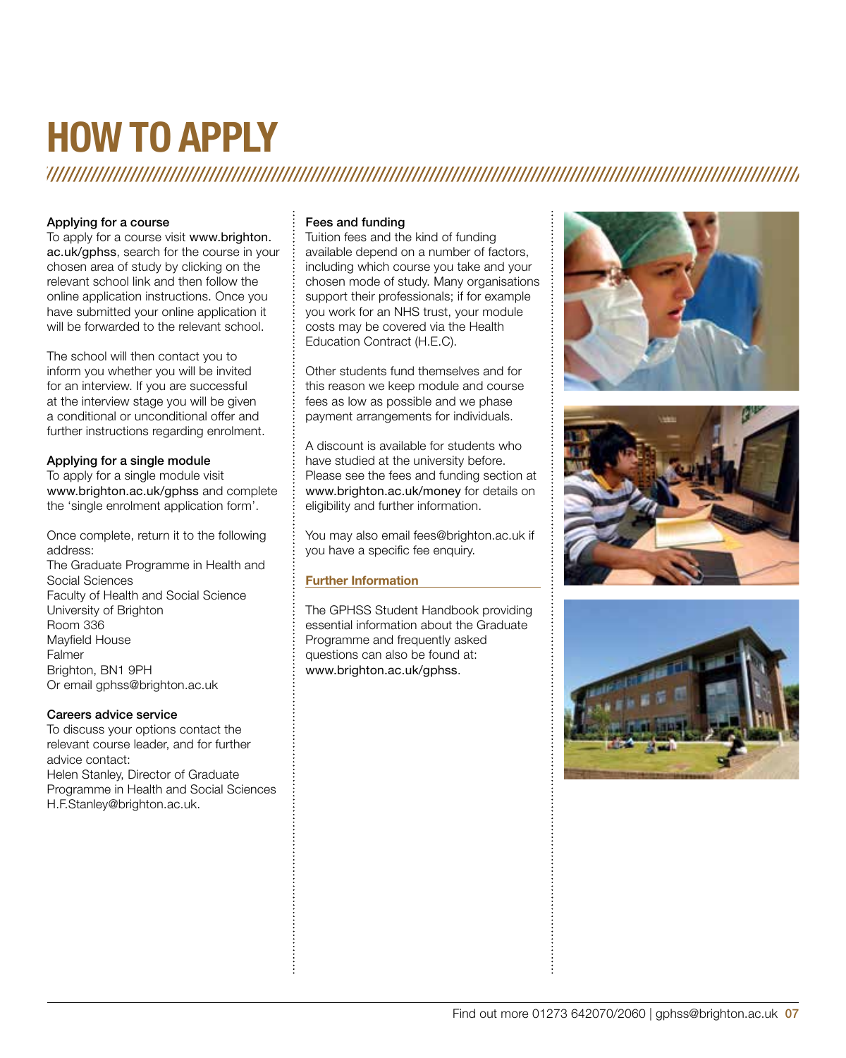# HOW TO APPLY

**Applying for a course**

To apply for a course visit www.brighton.ac.uk/gphss, search for the course in your chosen area of study by clicking on the relevant school link and then follow the online application instructions. Once you have submitted your online application it will be forwarded to the relevant school.

The school will then contact you to inform you whether you will be invited for an interview. If you are successful at the interview stage you will be given a conditional or unconditional offer and further instructions regarding enrolment.

**Applying for a single module**

To apply for a single module visit www.brighton.ac.uk/gphss and complete the 'single enrolment application form'.

Once complete, return it to the following address:
The Graduate Programme in Health and Social Sciences
Faculty of Health and Social Science
University of Brighton
Room 336
Mayfield House
Falmer
Brighton, BN1 9PH
Or email gphss@brighton.ac.uk

**Careers advice service**

To discuss your options contact the relevant course leader, and for further advice contact:
Helen Stanley, Director of Graduate Programme in Health and Social Sciences
H.F.Stanley@brighton.ac.uk.

**Fees and funding**

Tuition fees and the kind of funding available depend on a number of factors, including which course you take and your chosen mode of study. Many organisations support their professionals; if for example you work for an NHS trust, your module costs may be covered via the Health Education Contract (H.E.C).

Other students fund themselves and for this reason we keep module and course fees as low as possible and we phase payment arrangements for individuals.

A discount is available for students who have studied at the university before. Please see the fees and funding section at www.brighton.ac.uk/money for details on eligibility and further information.

You may also email fees@brighton.ac.uk if you have a specific fee enquiry.

**Further Information**

The GPHSS Student Handbook providing essential information about the Graduate Programme and frequently asked questions can also be found at: www.brighton.ac.uk/gphss.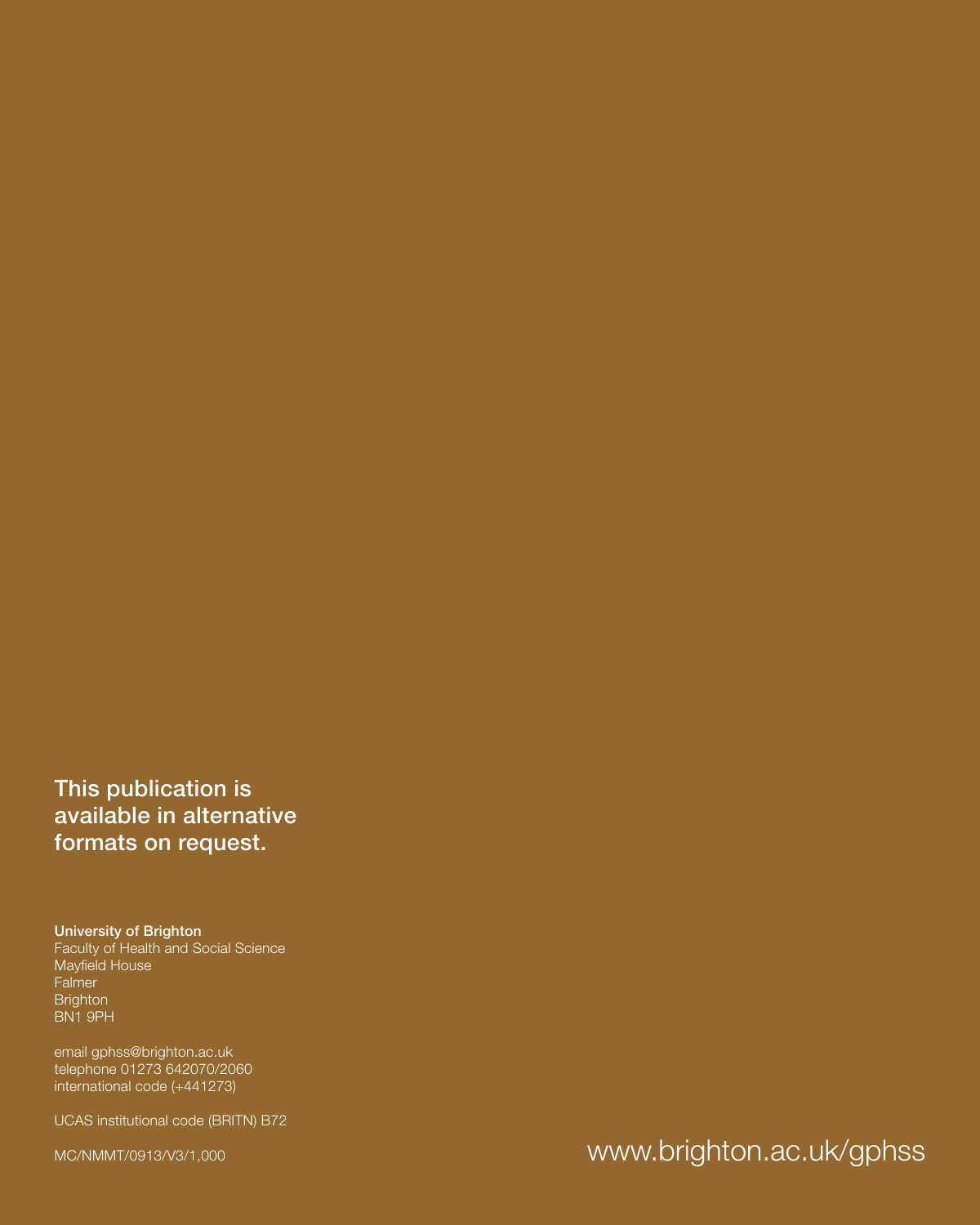**This publication is available in alternative formats on request.**

**University of Brighton**
Faculty of Health and Social Science
Mayfield House
Falmer
Brighton
BN1 9PH

email gphss@brighton.ac.uk
telephone 01273 642070/2060
international code (+441273)

UCAS institutional code (BRITN) B72

MC/NMMT/0913/V3/1,000

www.brighton.ac.uk/gphss